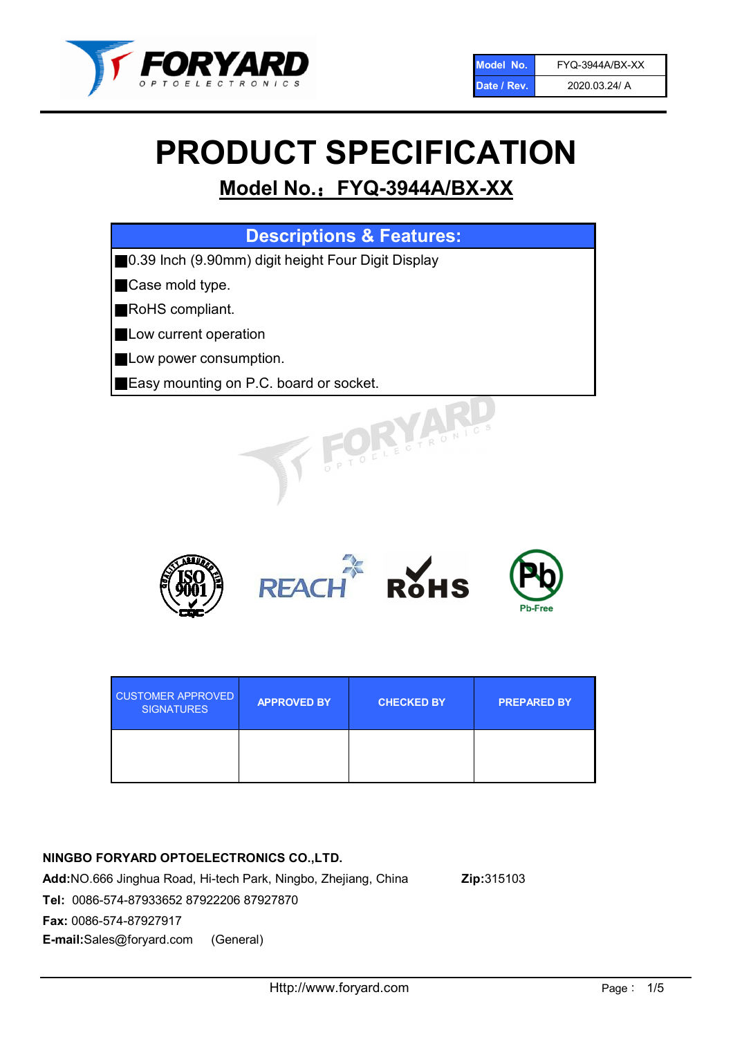| Model No. | FYQ-3944A/BX-XX |
| --- | --- |
| Date / Rev. | 2020.03.24/ A |

# PRODUCT SPECIFICATION

## Model No.：FYQ-3944A/BX-XX

### Descriptions & Features:

- 0.39 Inch (9.90mm) digit height Four Digit Display
- Case mold type.
- RoHS compliant.
- Low current operation
- Low power consumption.
- Easy mounting on P.C. board or socket.

| CUSTOMER APPROVED SIGNATURES | APPROVED BY | CHECKED BY | PREPARED BY |
| --- | --- | --- | --- |
| | | | |

**NINGBO FORYARD OPTOELECTRONICS CO.,LTD.**

**Add:**NO.666 Jinghua Road, Hi-tech Park, Ningbo, Zhejiang, China **Zip:**315103

**Tel:** 0086-574-87933652 87922206 87927870

**Fax:** 0086-574-87927917

**E-mail:**Sales@foryard.com (General)

Http://www.foryard.com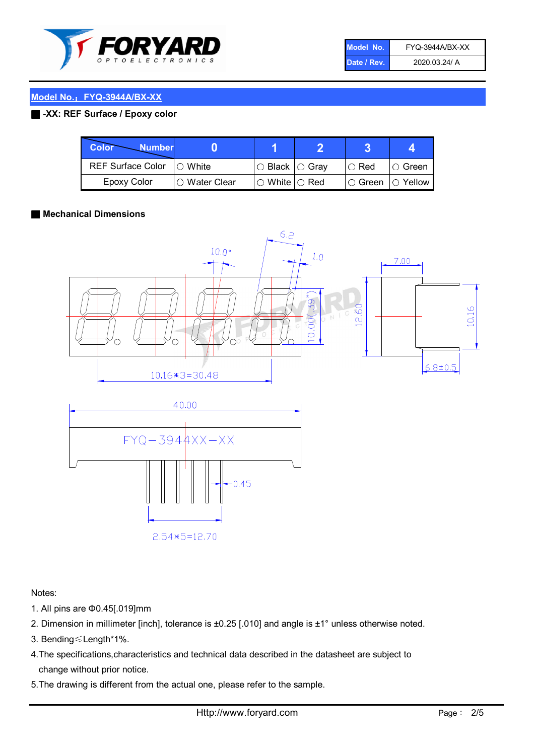| Model No. | FYQ-3944A/BX-XX |
| --- | --- |
| Date / Rev. | 2020.03.24/ A |

## Model No.：FYQ-3944A/BX-XX

### -XX: REF Surface / Epoxy color

| Color \ Number | 0 | 1 | 2 | 3 | 4 |
| --- | --- | --- | --- | --- | --- |
| REF Surface Color | ○ White | ○ Black | ○ Gray | ○ Red | ○ Green |
| Epoxy Color | ○ Water Clear | ○ White | ○ Red | ○ Green | ○ Yellow |

### Mechanical Dimensions

6.2

10.0°

1.0

7.00

10.00(.39")

12.60

10.16

6.8±0.5

10.16*3=30.48

40.00

FYQ−3944XX−XX

0.45

2.54*5=12.70

Notes:

1. All pins are Φ0.45[.019]mm
2. Dimension in millimeter [inch], tolerance is ±0.25 [.010] and angle is ±1° unless otherwise noted.
3. Bending≤Length*1%.
4. The specifications,characteristics and technical data described in the datasheet are subject to change without prior notice.
5. The drawing is different from the actual one, please refer to the sample.

Http://www.foryard.com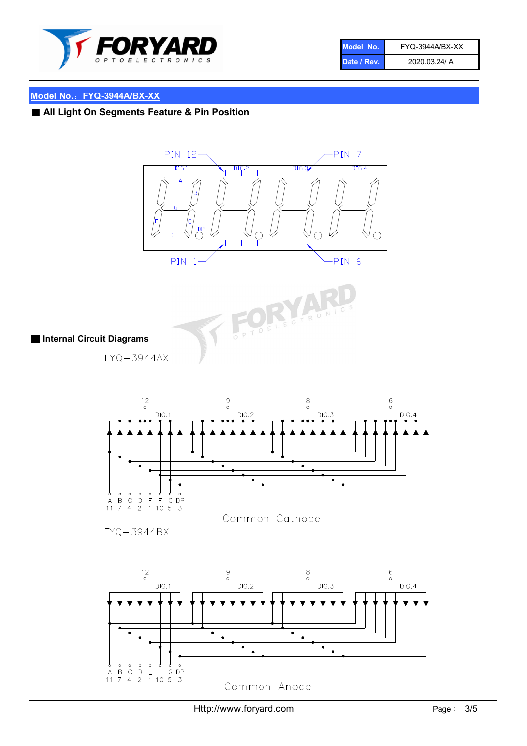| Model No. | FYQ-3944A/BX-XX |
| --- | --- |
| Date / Rev. | 2020.03.24/ A |

## Model No.：FYQ-3944A/BX-XX

### ■ All Light On Segments Feature & Pin Position

PIN 12 PIN 7

DIG.1 DIG.2 DIG.3 DIG.4

PIN 1 PIN 6

### ■ Internal Circuit Diagrams

FYQ−3944AX

12 DIG.1 9 DIG.2 8 DIG.3 6 DIG.4

A B C D E F G DP
11 7 4 2 1 10 5 3

Common Cathode

FYQ−3944BX

12 DIG.1 9 DIG.2 8 DIG.3 6 DIG.4

A B C D E F G DP
11 7 4 2 1 10 5 3

Common Anode

Http://www.foryard.com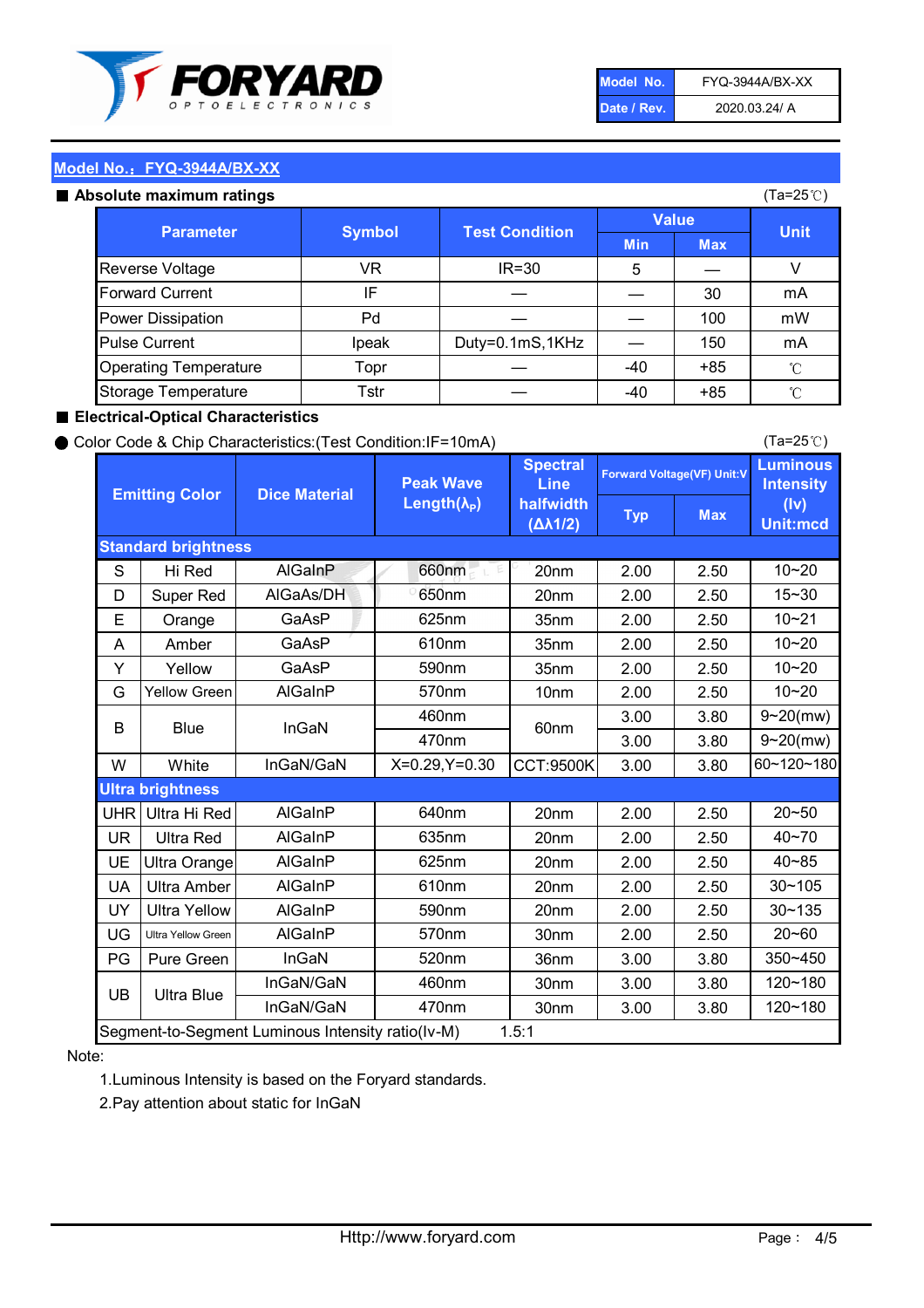| Model No. | FYQ-3944A/BX-XX |
|---|---|
| Date / Rev. | 2020.03.24/ A |

## Model No.：FYQ-3944A/BX-XX

### ■ Absolute maximum ratings

(Ta=25℃)

| Parameter | Symbol | Test Condition | Value | | Unit |
|---|---|---|---|---|---|
| | | | Min | Max | |
| Reverse Voltage | VR | IR=30 | 5 | — | V |
| Forward Current | IF | — | — | 30 | mA |
| Power Dissipation | Pd | — | — | 100 | mW |
| Pulse Current | Ipeak | Duty=0.1mS,1KHz | — | 150 | mA |
| Operating Temperature | Topr | — | -40 | +85 | ℃ |
| Storage Temperature | Tstr | — | -40 | +85 | ℃ |

### ■ Electrical-Optical Characteristics

● Color Code & Chip Characteristics:(Test Condition:IF=10mA)

(Ta=25℃)

| Emitting Color | | Dice Material | Peak Wave Length($\lambda_P$) | Spectral Line halfwidth ($\Delta\lambda 1/2$) | Forward Voltage(VF) Unit:V | | Luminous Intensity (Iv) Unit:mcd |
|---|---|---|---|---|---|---|---|
| | | | | | Typ | Max | |
| **Standard brightness** | | | | | | | |
| S | Hi Red | AlGaInP | 660nm | 20nm | 2.00 | 2.50 | 10~20 |
| D | Super Red | AlGaAs/DH | 650nm | 20nm | 2.00 | 2.50 | 15~30 |
| E | Orange | GaAsP | 625nm | 35nm | 2.00 | 2.50 | 10~21 |
| A | Amber | GaAsP | 610nm | 35nm | 2.00 | 2.50 | 10~20 |
| Y | Yellow | GaAsP | 590nm | 35nm | 2.00 | 2.50 | 10~20 |
| G | Yellow Green | AlGaInP | 570nm | 10nm | 2.00 | 2.50 | 10~20 |
| B | Blue | InGaN | 460nm | 60nm | 3.00 | 3.80 | 9~20(mw) |
| | | | 470nm | | 3.00 | 3.80 | 9~20(mw) |
| W | White | InGaN/GaN | X=0.29,Y=0.30 | CCT:9500K | 3.00 | 3.80 | 60~120~180 |
| **Ultra brightness** | | | | | | | |
| UHR | Ultra Hi Red | AlGaInP | 640nm | 20nm | 2.00 | 2.50 | 20~50 |
| UR | Ultra Red | AlGaInP | 635nm | 20nm | 2.00 | 2.50 | 40~70 |
| UE | Ultra Orange | AlGaInP | 625nm | 20nm | 2.00 | 2.50 | 40~85 |
| UA | Ultra Amber | AlGaInP | 610nm | 20nm | 2.00 | 2.50 | 30~105 |
| UY | Ultra Yellow | AlGaInP | 590nm | 20nm | 2.00 | 2.50 | 30~135 |
| UG | Ultra Yellow Green | AlGaInP | 570nm | 30nm | 2.00 | 2.50 | 20~60 |
| PG | Pure Green | InGaN | 520nm | 36nm | 3.00 | 3.80 | 350~450 |
| UB | Ultra Blue | InGaN/GaN | 460nm | 30nm | 3.00 | 3.80 | 120~180 |
| | | InGaN/GaN | 470nm | 30nm | 3.00 | 3.80 | 120~180 |
| Segment-to-Segment Luminous Intensity ratio(Iv-M) | | | 1.5:1 | | | | |

Note:

1.Luminous Intensity is based on the Foryard standards.

2.Pay attention about static for InGaN

Http://www.foryard.com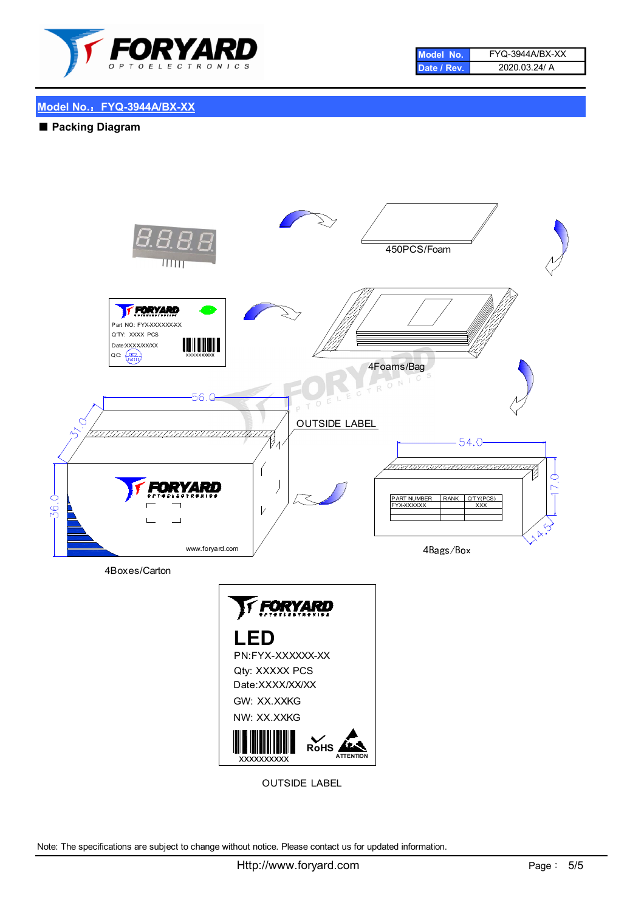| Model No. | FYQ-3944A/BX-XX |
| --- | --- |
| Date / Rev. | 2020.03.24/ A |

## Model No.: FYQ-3944A/BX-XX

■ **Packing Diagram**

450PCS/Foam

Part NO: FYX-XXXXXXX-XX
Q'TY: XXXX PCS
Date:XXXX/XX/XX
QC:

4Foams/Bag

56.0

31.0

36.0

OUTSIDE LABEL

54.0

17.0

14.5

| PART NUMBER | RANK | Q'TY(PCS) |
| --- | --- | --- |
| FYX-XXXXXX | | XXX |

www.foryard.com

4Boxes/Carton

4Bags/Box

LED
PN:FYX-XXXXXX-XX
Qty: XXXXX PCS
Date:XXXX/XX/XX
GW: XX.XXKG
NW: XX.XXKG
XXXXXXXXXX
RoHS
ATTENTION

OUTSIDE LABEL

Note: The specifications are subject to change without notice. Please contact us for updated information.

Http://www.foryard.com